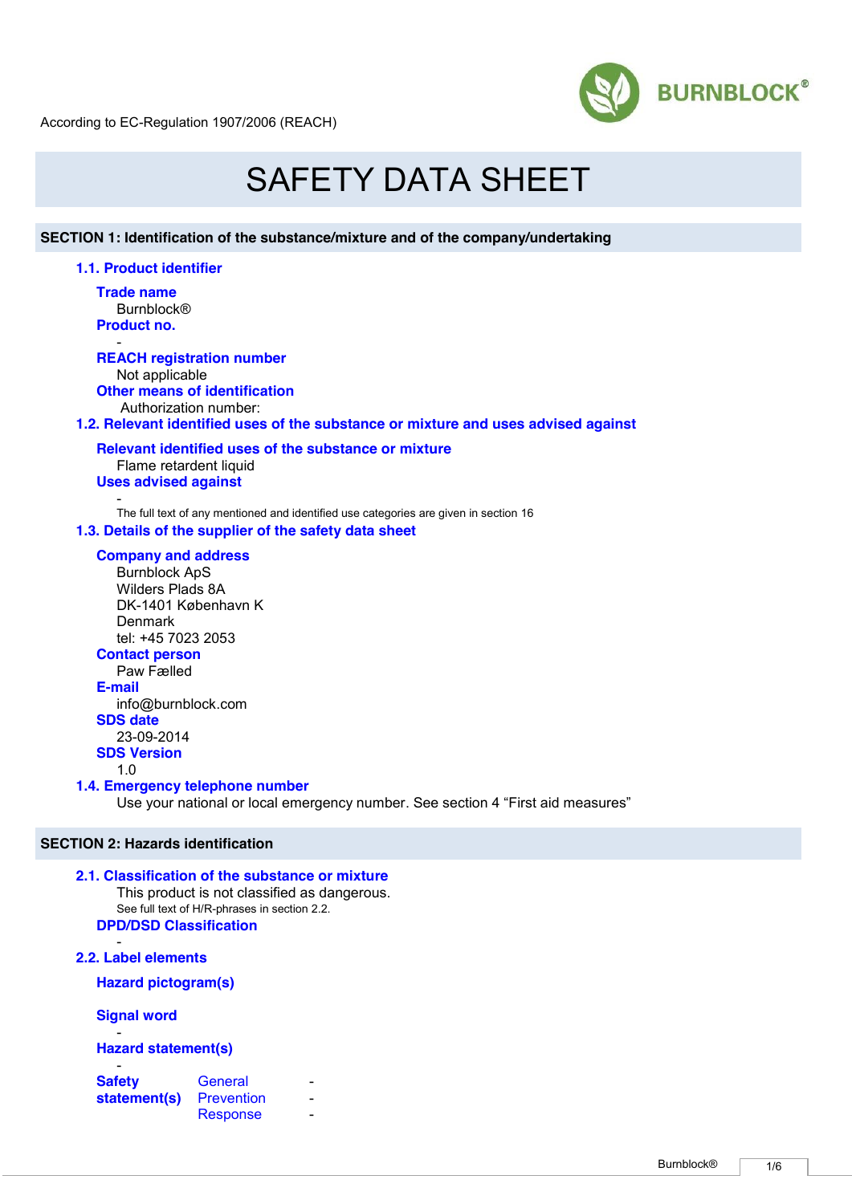According to EC-Regulation 1907/2006 (REACH)

# SAFETY DATA SHEET

## SECTION 1: Identification of the substance/mixture and of the company/undertaking

### 1.1. Product identifier

**Trade name**
Burnblock®

**Product no.**
-

**REACH registration number**
Not applicable

**Other means of identification**
Authorization number:

### 1.2. Relevant identified uses of the substance or mixture and uses advised against

**Relevant identified uses of the substance or mixture**
Flame retardent liquid

**Uses advised against**
-

The full text of any mentioned and identified use categories are given in section 16

### 1.3. Details of the supplier of the safety data sheet

**Company and address**
Burnblock ApS
Wilders Plads 8A
DK-1401 København K
Denmark
tel: +45 7023 2053

**Contact person**
Paw Fælled

**E-mail**
info@burnblock.com

**SDS date**
23-09-2014

**SDS Version**
1.0

### 1.4. Emergency telephone number

Use your national or local emergency number. See section 4 “First aid measures”

## SECTION 2: Hazards identification

### 2.1. Classification of the substance or mixture

This product is not classified as dangerous.
See full text of H/R-phrases in section 2.2.

**DPD/DSD Classification**
-

### 2.2. Label elements

**Hazard pictogram(s)**

**Signal word**
-

**Hazard statement(s)**
-

| **Safety statement(s)** | General | - |
| --- | --- | --- |
| | Prevention | - |
| | Response | - |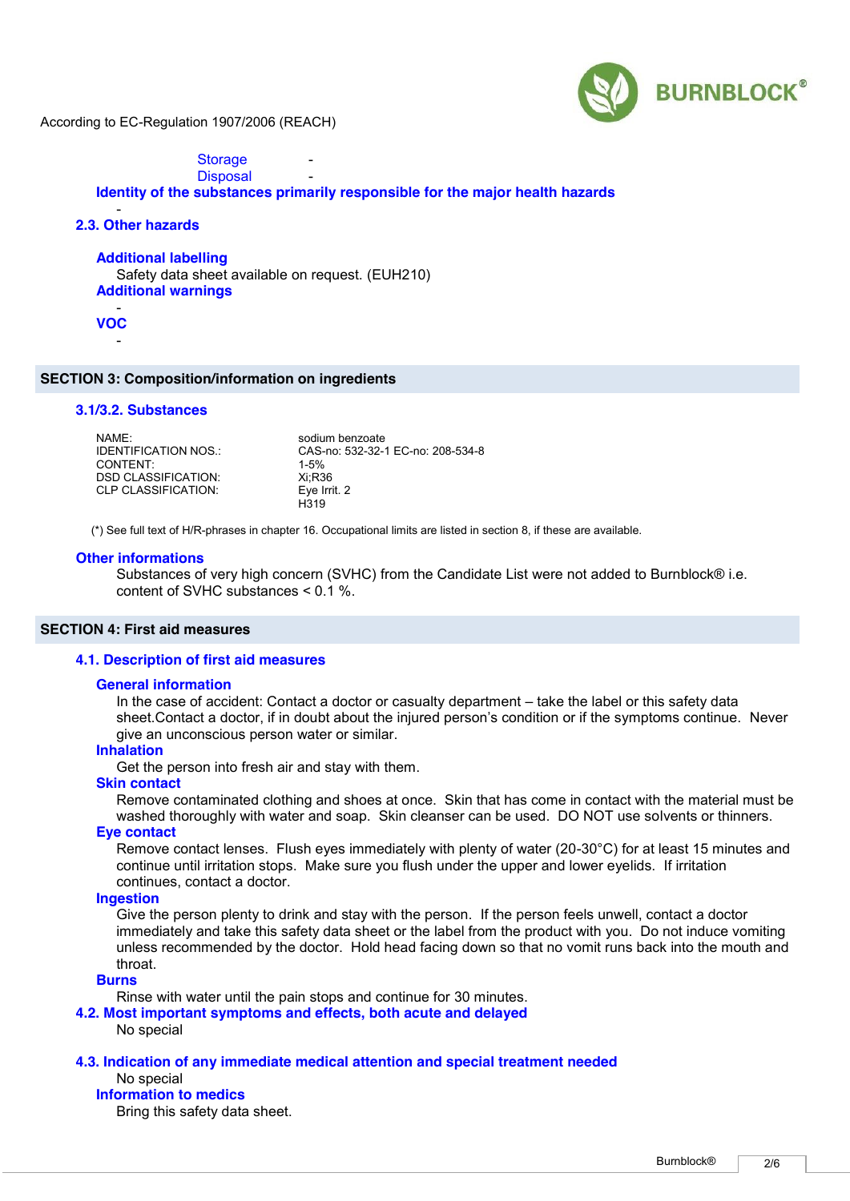According to EC-Regulation 1907/2006 (REACH)

Storage -

Disposal -

**Identity of the substances primarily responsible for the major health hazards**

-

### 2.3. Other hazards

**Additional labelling**

Safety data sheet available on request. (EUH210)

**Additional warnings**

-

**VOC**

-

## SECTION 3: Composition/information on ingredients

### 3.1/3.2. Substances

| | |
|---|---|
| NAME: | sodium benzoate |
| IDENTIFICATION NOS.: | CAS-no: 532-32-1 EC-no: 208-534-8 |
| CONTENT: | 1-5% |
| DSD CLASSIFICATION: | Xi;R36 |
| CLP CLASSIFICATION: | Eye Irrit. 2<br>H319 |

(*) See full text of H/R-phrases in chapter 16. Occupational limits are listed in section 8, if these are available.

**Other informations**

Substances of very high concern (SVHC) from the Candidate List were not added to Burnblock® i.e. content of SVHC substances < 0.1 %.

## SECTION 4: First aid measures

### 4.1. Description of first aid measures

**General information**

In the case of accident: Contact a doctor or casualty department – take the label or this safety data sheet.Contact a doctor, if in doubt about the injured person's condition or if the symptoms continue. Never give an unconscious person water or similar.

**Inhalation**

Get the person into fresh air and stay with them.

**Skin contact**

Remove contaminated clothing and shoes at once. Skin that has come in contact with the material must be washed thoroughly with water and soap. Skin cleanser can be used. DO NOT use solvents or thinners.

**Eye contact**

Remove contact lenses. Flush eyes immediately with plenty of water (20-30°C) for at least 15 minutes and continue until irritation stops. Make sure you flush under the upper and lower eyelids. If irritation continues, contact a doctor.

**Ingestion**

Give the person plenty to drink and stay with the person. If the person feels unwell, contact a doctor immediately and take this safety data sheet or the label from the product with you. Do not induce vomiting unless recommended by the doctor. Hold head facing down so that no vomit runs back into the mouth and throat.

**Burns**

Rinse with water until the pain stops and continue for 30 minutes.

### 4.2. Most important symptoms and effects, both acute and delayed

No special

### 4.3. Indication of any immediate medical attention and special treatment needed

No special

**Information to medics**

Bring this safety data sheet.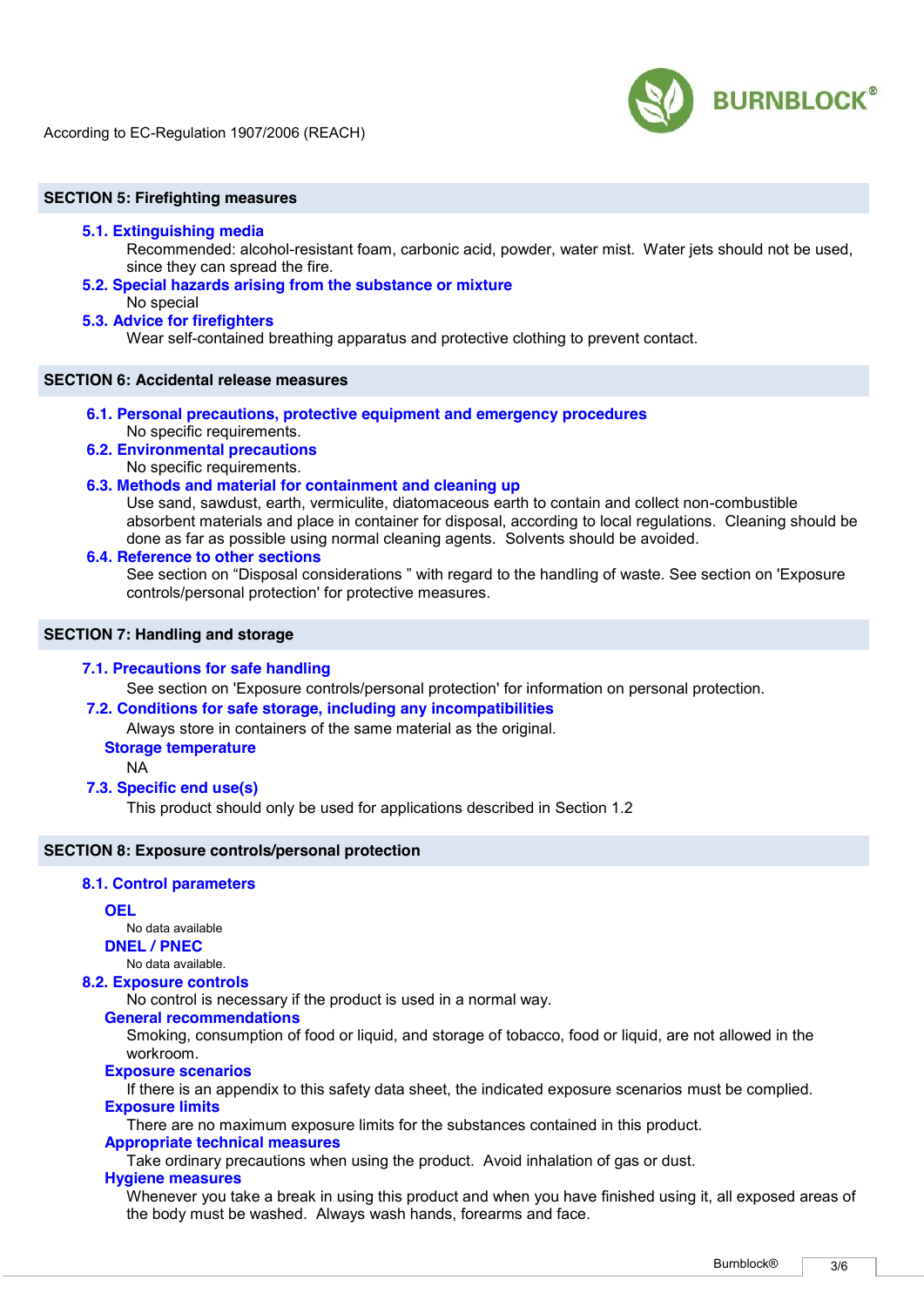According to EC-Regulation 1907/2006 (REACH)

## SECTION 5: Firefighting measures

### 5.1. Extinguishing media

Recommended: alcohol-resistant foam, carbonic acid, powder, water mist. Water jets should not be used, since they can spread the fire.

### 5.2. Special hazards arising from the substance or mixture

No special

### 5.3. Advice for firefighters

Wear self-contained breathing apparatus and protective clothing to prevent contact.

## SECTION 6: Accidental release measures

### 6.1. Personal precautions, protective equipment and emergency procedures

No specific requirements.

### 6.2. Environmental precautions

No specific requirements.

### 6.3. Methods and material for containment and cleaning up

Use sand, sawdust, earth, vermiculite, diatomaceous earth to contain and collect non-combustible absorbent materials and place in container for disposal, according to local regulations. Cleaning should be done as far as possible using normal cleaning agents. Solvents should be avoided.

### 6.4. Reference to other sections

See section on “Disposal considerations ” with regard to the handling of waste. See section on 'Exposure controls/personal protection' for protective measures.

## SECTION 7: Handling and storage

### 7.1. Precautions for safe handling

See section on 'Exposure controls/personal protection' for information on personal protection.

### 7.2. Conditions for safe storage, including any incompatibilities

Always store in containers of the same material as the original.

#### Storage temperature

NA

### 7.3. Specific end use(s)

This product should only be used for applications described in Section 1.2

## SECTION 8: Exposure controls/personal protection

### 8.1. Control parameters

#### OEL

No data available

#### DNEL / PNEC

No data available.

### 8.2. Exposure controls

No control is necessary if the product is used in a normal way.

#### General recommendations

Smoking, consumption of food or liquid, and storage of tobacco, food or liquid, are not allowed in the workroom.

#### Exposure scenarios

If there is an appendix to this safety data sheet, the indicated exposure scenarios must be complied.

#### Exposure limits

There are no maximum exposure limits for the substances contained in this product.

#### Appropriate technical measures

Take ordinary precautions when using the product. Avoid inhalation of gas or dust.

#### Hygiene measures

Whenever you take a break in using this product and when you have finished using it, all exposed areas of the body must be washed. Always wash hands, forearms and face.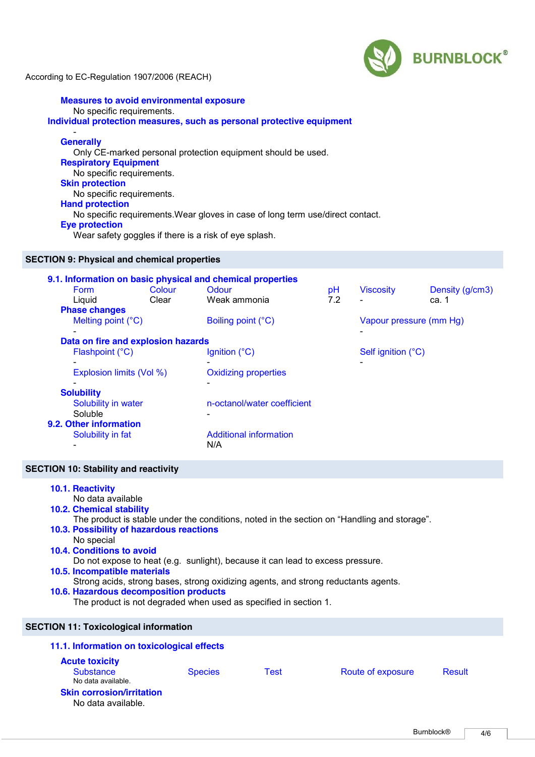According to EC-Regulation 1907/2006 (REACH)

**Measures to avoid environmental exposure**

No specific requirements.

**Individual protection measures, such as personal protective equipment**

-

**Generally**

Only CE-marked personal protection equipment should be used.

**Respiratory Equipment**

No specific requirements.

**Skin protection**

No specific requirements.

**Hand protection**

No specific requirements.Wear gloves in case of long term use/direct contact.

**Eye protection**

Wear safety goggles if there is a risk of eye splash.

## SECTION 9: Physical and chemical properties

### 9.1. Information on basic physical and chemical properties

| Form | Colour | Odour | pH | Viscosity | Density (g/cm3) |
|---|---|---|---|---|---|
| Liquid | Clear | Weak ammonia | 7.2 | - | ca. 1 |

**Phase changes**

| Melting point (°C) | Boiling point (°C) | Vapour pressure (mm Hg) |
|---|---|---|
| - | | - |

**Data on fire and explosion hazards**

| Flashpoint (°C) | Ignition (°C) | Self ignition (°C) |
|---|---|---|
| - | - | - |

| Explosion limits (Vol %) | Oxidizing properties |
|---|---|
| - | - |

**Solubility**

| Solubility in water | n-octanol/water coefficient |
|---|---|
| Soluble | - |

### 9.2. Other information

| Solubility in fat | Additional information |
|---|---|
| - | N/A |

## SECTION 10: Stability and reactivity

### 10.1. Reactivity

No data available

### 10.2. Chemical stability

The product is stable under the conditions, noted in the section on “Handling and storage”.

### 10.3. Possibility of hazardous reactions

No special

### 10.4. Conditions to avoid

Do not expose to heat (e.g. sunlight), because it can lead to excess pressure.

### 10.5. Incompatible materials

Strong acids, strong bases, strong oxidizing agents, and strong reductants agents.

### 10.6. Hazardous decomposition products

The product is not degraded when used as specified in section 1.

## SECTION 11: Toxicological information

### 11.1. Information on toxicological effects

**Acute toxicity**

| Substance | Species | Test | Route of exposure | Result |
|---|---|---|---|---|
| No data available. | | | | |

**Skin corrosion/irritation**

No data available.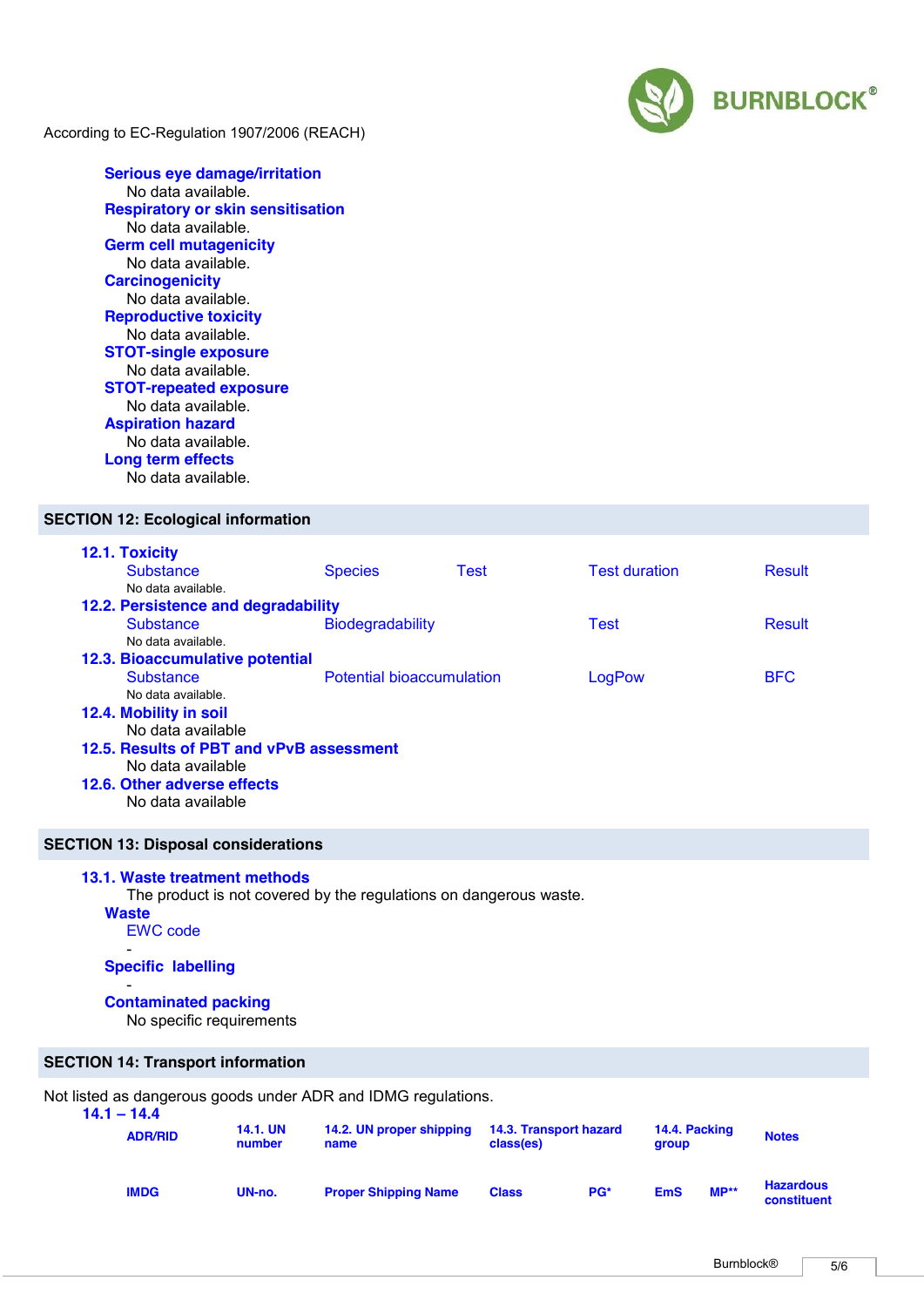According to EC-Regulation 1907/2006 (REACH)

**Serious eye damage/irritation**
No data available.

**Respiratory or skin sensitisation**
No data available.

**Germ cell mutagenicity**
No data available.

**Carcinogenicity**
No data available.

**Reproductive toxicity**
No data available.

**STOT-single exposure**
No data available.

**STOT-repeated exposure**
No data available.

**Aspiration hazard**
No data available.

**Long term effects**
No data available.

## SECTION 12: Ecological information

### 12.1. Toxicity

| Substance | Species | Test | Test duration | Result |
|---|---|---|---|---|

No data available.

### 12.2. Persistence and degradability

| Substance | Biodegradability | Test | Result |
|---|---|---|---|

No data available.

### 12.3. Bioaccumulative potential

| Substance | Potential bioaccumulation | LogPow | BFC |
|---|---|---|---|

No data available.

### 12.4. Mobility in soil

No data available

### 12.5. Results of PBT and vPvB assessment

No data available

### 12.6. Other adverse effects

No data available

## SECTION 13: Disposal considerations

### 13.1. Waste treatment methods

The product is not covered by the regulations on dangerous waste.

**Waste**

EWC code

-

**Specific labelling**

-

**Contaminated packing**

No specific requirements

## SECTION 14: Transport information

Not listed as dangerous goods under ADR and IDMG regulations.

### 14.1 – 14.4

| ADR/RID | 14.1. UN number | 14.2. UN proper shipping name | 14.3. Transport hazard class(es) | | 14.4. Packing group | | Notes |
|---|---|---|---|---|---|---|---|
| IMDG | UN-no. | Proper Shipping Name | Class | PG* | EmS | MP** | Hazardous constituent |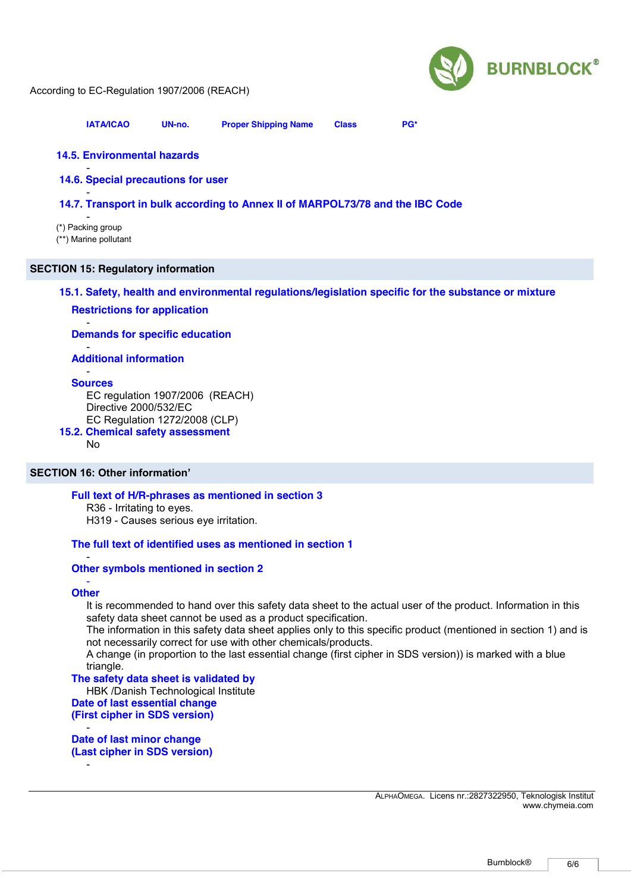According to EC-Regulation 1907/2006 (REACH)

| IATA/ICAO | UN-no. | Proper Shipping Name | Class | PG* |
|---|---|---|---|---|

### 14.5. Environmental hazards

-

### 14.6. Special precautions for user

-

### 14.7. Transport in bulk according to Annex II of MARPOL73/78 and the IBC Code

-

(*) Packing group
(**) Marine pollutant

## SECTION 15: Regulatory information

### 15.1. Safety, health and environmental regulations/legislation specific for the substance or mixture

**Restrictions for application**

-

**Demands for specific education**

-

**Additional information**

-

**Sources**

EC regulation 1907/2006 (REACH)
Directive 2000/532/EC
EC Regulation 1272/2008 (CLP)

### 15.2. Chemical safety assessment

No

## SECTION 16: Other information'

**Full text of H/R-phrases as mentioned in section 3**

R36 - Irritating to eyes.
H319 - Causes serious eye irritation.

**The full text of identified uses as mentioned in section 1**

-

**Other symbols mentioned in section 2**

-

**Other**

It is recommended to hand over this safety data sheet to the actual user of the product. Information in this safety data sheet cannot be used as a product specification.
The information in this safety data sheet applies only to this specific product (mentioned in section 1) and is not necessarily correct for use with other chemicals/products.
A change (in proportion to the last essential change (first cipher in SDS version)) is marked with a blue triangle.

**The safety data sheet is validated by**

HBK /Danish Technological Institute

**Date of last essential change (First cipher in SDS version)**

-

**Date of last minor change (Last cipher in SDS version)**

-

ALPHAOMEGA. Licens nr.:2827322950, Teknologisk Institut
www.chymeia.com